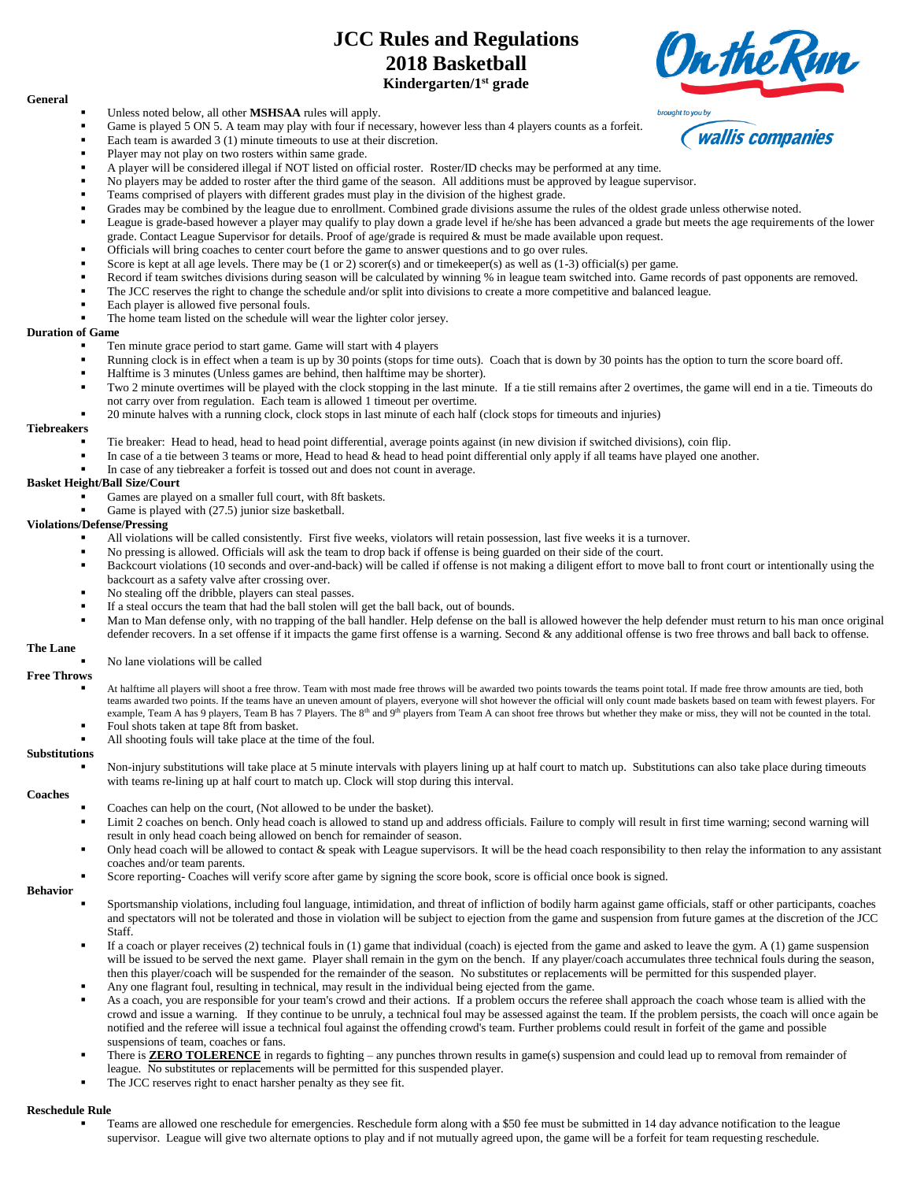# JCC Rules and Regulations
# 2018 Basketball
### Kindergarten/1st grade

On the Run

brought to you by wallis companies

**General**

- Unless noted below, all other **MSHSAA** rules will apply.
- Game is played 5 ON 5. A team may play with four if necessary, however less than 4 players counts as a forfeit.
- Each team is awarded 3 (1) minute timeouts to use at their discretion.
- Player may not play on two rosters within same grade.
- A player will be considered illegal if NOT listed on official roster. Roster/ID checks may be performed at any time.
- No players may be added to roster after the third game of the season. All additions must be approved by league supervisor.
- Teams comprised of players with different grades must play in the division of the highest grade.
- Grades may be combined by the league due to enrollment. Combined grade divisions assume the rules of the oldest grade unless otherwise noted.
- League is grade-based however a player may qualify to play down a grade level if he/she has been advanced a grade but meets the age requirements of the lower grade. Contact League Supervisor for details. Proof of age/grade is required & must be made available upon request.
- Officials will bring coaches to center court before the game to answer questions and to go over rules.
- Score is kept at all age levels. There may be (1 or 2) scorer(s) and or timekeeper(s) as well as (1-3) official(s) per game.
- Record if team switches divisions during season will be calculated by winning % in league team switched into. Game records of past opponents are removed.
- The JCC reserves the right to change the schedule and/or split into divisions to create a more competitive and balanced league.
- Each player is allowed five personal fouls.
- The home team listed on the schedule will wear the lighter color jersey.

**Duration of Game**

- Ten minute grace period to start game. Game will start with 4 players
- Running clock is in effect when a team is up by 30 points (stops for time outs). Coach that is down by 30 points has the option to turn the score board off.
- Halftime is 3 minutes (Unless games are behind, then halftime may be shorter).
- Two 2 minute overtimes will be played with the clock stopping in the last minute. If a tie still remains after 2 overtimes, the game will end in a tie. Timeouts do not carry over from regulation. Each team is allowed 1 timeout per overtime.
- 20 minute halves with a running clock, clock stops in last minute of each half (clock stops for timeouts and injuries)

**Tiebreakers**

- Tie breaker: Head to head, head to head point differential, average points against (in new division if switched divisions), coin flip.
- In case of a tie between 3 teams or more, Head to head & head to head point differential only apply if all teams have played one another.
- In case of any tiebreaker a forfeit is tossed out and does not count in average.

**Basket Height/Ball Size/Court**

- Games are played on a smaller full court, with 8ft baskets.
- Game is played with (27.5) junior size basketball.

**Violations/Defense/Pressing**

- All violations will be called consistently. First five weeks, violators will retain possession, last five weeks it is a turnover.
- No pressing is allowed. Officials will ask the team to drop back if offense is being guarded on their side of the court.
- Backcourt violations (10 seconds and over-and-back) will be called if offense is not making a diligent effort to move ball to front court or intentionally using the backcourt as a safety valve after crossing over.
- No stealing off the dribble, players can steal passes.
- If a steal occurs the team that had the ball stolen will get the ball back, out of bounds.
- Man to Man defense only, with no trapping of the ball handler. Help defense on the ball is allowed however the help defender must return to his man once original defender recovers. In a set offense if it impacts the game first offense is a warning. Second & any additional offense is two free throws and ball back to offense.

**The Lane**

- No lane violations will be called

**Free Throws**

- At halftime all players will shoot a free throw. Team with most made free throws will be awarded two points towards the teams point total. If made free throw amounts are tied, both teams awarded two points. If the teams have an uneven amount of players, everyone will shot however the official will only count made baskets based on team with fewest players. For example, Team A has 9 players, Team B has 7 Players. The 8th and 9th players from Team A can shoot free throws but whether they make or miss, they will not be counted in the total.
- Foul shots taken at tape 8ft from basket.
- All shooting fouls will take place at the time of the foul.

**Substitutions**

- Non-injury substitutions will take place at 5 minute intervals with players lining up at half court to match up. Substitutions can also take place during timeouts with teams re-lining up at half court to match up. Clock will stop during this interval.

**Coaches**

- Coaches can help on the court, (Not allowed to be under the basket).
- Limit 2 coaches on bench. Only head coach is allowed to stand up and address officials. Failure to comply will result in first time warning; second warning will result in only head coach being allowed on bench for remainder of season.
- Only head coach will be allowed to contact & speak with League supervisors. It will be the head coach responsibility to then relay the information to any assistant coaches and/or team parents.
- Score reporting- Coaches will verify score after game by signing the score book, score is official once book is signed.

**Behavior**

- Sportsmanship violations, including foul language, intimidation, and threat of infliction of bodily harm against game officials, staff or other participants, coaches and spectators will not be tolerated and those in violation will be subject to ejection from the game and suspension from future games at the discretion of the JCC Staff.
- If a coach or player receives (2) technical fouls in (1) game that individual (coach) is ejected from the game and asked to leave the gym. A (1) game suspension will be issued to be served the next game. Player shall remain in the gym on the bench. If any player/coach accumulates three technical fouls during the season, then this player/coach will be suspended for the remainder of the season. No substitutes or replacements will be permitted for this suspended player.
- Any one flagrant foul, resulting in technical, may result in the individual being ejected from the game.
- As a coach, you are responsible for your team's crowd and their actions. If a problem occurs the referee shall approach the coach whose team is allied with the crowd and issue a warning. If they continue to be unruly, a technical foul may be assessed against the team. If the problem persists, the coach will once again be notified and the referee will issue a technical foul against the offending crowd's team. Further problems could result in forfeit of the game and possible suspensions of team, coaches or fans.
- There is **ZERO TOLERENCE** in regards to fighting – any punches thrown results in game(s) suspension and could lead up to removal from remainder of league. No substitutes or replacements will be permitted for this suspended player.
- The JCC reserves right to enact harsher penalty as they see fit.

**Reschedule Rule**

- Teams are allowed one reschedule for emergencies. Reschedule form along with a $50 fee must be submitted in 14 day advance notification to the league supervisor. League will give two alternate options to play and if not mutually agreed upon, the game will be a forfeit for team requesting reschedule.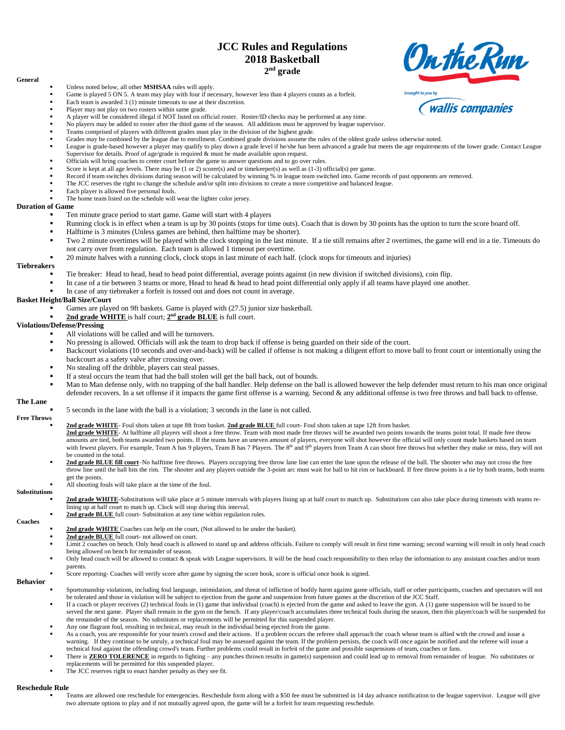# JCC Rules and Regulations
## 2018 Basketball
### 2nd grade

On the Run

brought to you by wallis companies

**General**

- Unless noted below, all other **MSHSAA** rules will apply.
- Game is played 5 ON 5. A team may play with four if necessary, however less than 4 players counts as a forfeit.
- Each team is awarded 3 (1) minute timeouts to use at their discretion.
- Player may not play on two rosters within same grade.
- A player will be considered illegal if NOT listed on official roster. Roster/ID checks may be performed at any time.
- No players may be added to roster after the third game of the season. All additions must be approved by league supervisor.
- Teams comprised of players with different grades must play in the division of the highest grade.
- Grades may be combined by the league due to enrollment. Combined grade divisions assume the rules of the oldest grade unless otherwise noted.
- League is grade-based however a player may qualify to play down a grade level if he/she has been advanced a grade but meets the age requirements of the lower grade. Contact League Supervisor for details. Proof of age/grade is required & must be made available upon request.
- Officials will bring coaches to center court before the game to answer questions and to go over rules.
- Score is kept at all age levels. There may be (1 or 2) scorer(s) and or timekeeper(s) as well as (1-3) official(s) per game.
- Record if team switches divisions during season will be calculated by winning % in league team switched into. Game records of past opponents are removed.
- The JCC reserves the right to change the schedule and/or split into divisions to create a more competitive and balanced league.
- Each player is allowed five personal fouls.
- The home team listed on the schedule will wear the lighter color jersey.

**Duration of Game**

- Ten minute grace period to start game. Game will start with 4 players
- Running clock is in effect when a team is up by 30 points (stops for time outs). Coach that is down by 30 points has the option to turn the score board off.
- Halftime is 3 minutes (Unless games are behind, then halftime may be shorter).
- Two 2 minute overtimes will be played with the clock stopping in the last minute. If a tie still remains after 2 overtimes, the game will end in a tie. Timeouts do not carry over from regulation. Each team is allowed 1 timeout per overtime.
- 20 minute halves with a running clock, clock stops in last minute of each half. (clock stops for timeouts and injuries)

**Tiebreakers**

- Tie breaker: Head to head, head to head point differential, average points against (in new division if switched divisions), coin flip.
- In case of a tie between 3 teams or more, Head to head & head to head point differential only apply if all teams have played one another.
- In case of any tiebreaker a forfeit is tossed out and does not count in average.

**Basket Height/Ball Size/Court**

- Games are played on 9ft baskets. Game is played with (27.5) junior size basketball.
- **2nd grade WHITE** is half court; **2nd grade BLUE** is full court.

**Violations/Defense/Pressing**

- All violations will be called and will be turnovers.
- No pressing is allowed. Officials will ask the team to drop back if offense is being guarded on their side of the court.
- Backcourt violations (10 seconds and over-and-back) will be called if offense is not making a diligent effort to move ball to front court or intentionally using the backcourt as a safety valve after crossing over.
- No stealing off the dribble, players can steal passes.
- If a steal occurs the team that had the ball stolen will get the ball back, out of bounds.
- Man to Man defense only, with no trapping of the ball handler. Help defense on the ball is allowed however the help defender must return to his man once original defender recovers. In a set offense if it impacts the game first offense is a warning. Second & any additional offense is two free throws and ball back to offense.

**The Lane**

- 5 seconds in the lane with the ball is a violation; 3 seconds in the lane is not called.

**Free Throws**

- **2nd grade WHITE**- Foul shots taken at tape 8ft from basket. **2nd grade BLUE** full court- Foul shots taken at tape 12ft from basket.
  **2nd grade WHITE**- At halftime all players will shoot a free throw. Team with most made free throws will be awarded two points towards the teams point total. If made free throw amounts are tied, both teams awarded two points. If the teams have an uneven amount of players, everyone will shot however the official will only count made baskets based on team with fewest players. For example, Team A has 9 players, Team B has 7 Players. The 8th and 9th players from Team A can shoot free throws but whether they make or miss, they will not be counted in the total.
- **2nd grade BLUE fill court**–No halftime free throws. Players occupying free throw lane line can enter the lane upon the release of the ball. The shooter who may not cross the free throw line until the ball hits the rim. The shooter and any players outside the 3-point arc must wait for ball to hit rim or backboard. If free throw points is a tie by both teams, both teams get the points.
- All shooting fouls will take place at the time of the foul.

**Substitutions**

- **2nd grade WHITE**-Substitutions will take place at 5 minute intervals with players lining up at half court to match up. Substitutions can also take place during timeouts with teams re-lining up at half court to match up. Clock will stop during this interval.
- **2nd grade BLUE** full court- Substitution at any time within regulation rules.

**Coaches**

- **2nd grade WHITE** Coaches can help on the court, (Not allowed to be under the basket).
- **2nd grade BLUE** full court- not allowed on court.
- Limit 2 coaches on bench. Only head coach is allowed to stand up and address officials. Failure to comply will result in first time warning; second warning will result in only head coach being allowed on bench for remainder of season.
- Only head coach will be allowed to contact & speak with League supervisors. It will be the head coach responsibility to then relay the information to any assistant coaches and/or team parents.
- Score reporting- Coaches will verify score after game by signing the score book, score is official once book is signed.

**Behavior**

- Sportsmanship violations, including foul language, intimidation, and threat of infliction of bodily harm against game officials, staff or other participants, coaches and spectators will not be tolerated and those in violation will be subject to ejection from the game and suspension from future games at the discretion of the JCC Staff.
- If a coach or player receives (2) technical fouls in (1) game that individual (coach) is ejected from the game and asked to leave the gym. A (1) game suspension will be issued to be served the next game. Player shall remain in the gym on the bench. If any player/coach accumulates three technical fouls during the season, then this player/coach will be suspended for the remainder of the season. No substitutes or replacements will be permitted for this suspended player.
- Any one flagrant foul, resulting in technical, may result in the individual being ejected from the game.
- As a coach, you are responsible for your team's crowd and their actions. If a problem occurs the referee shall approach the coach whose team is allied with the crowd and issue a warning. If they continue to be unruly, a technical foul may be assessed against the team. If the problem persists, the coach will once again be notified and the referee will issue a technical foul against the offending crowd's team. Further problems could result in forfeit of the game and possible suspensions of team, coaches or fans.
- There is **ZERO TOLERENCE** in regards to fighting – any punches thrown results in game(s) suspension and could lead up to removal from remainder of league. No substitutes or replacements will be permitted for this suspended player.
- The JCC reserves right to enact harsher penalty as they see fit.

**Reschedule Rule**

- Teams are allowed one reschedule for emergencies. Reschedule form along with a $50 fee must be submitted in 14 day advance notification to the league supervisor. League will give two alternate options to play and if not mutually agreed upon, the game will be a forfeit for team requesting reschedule.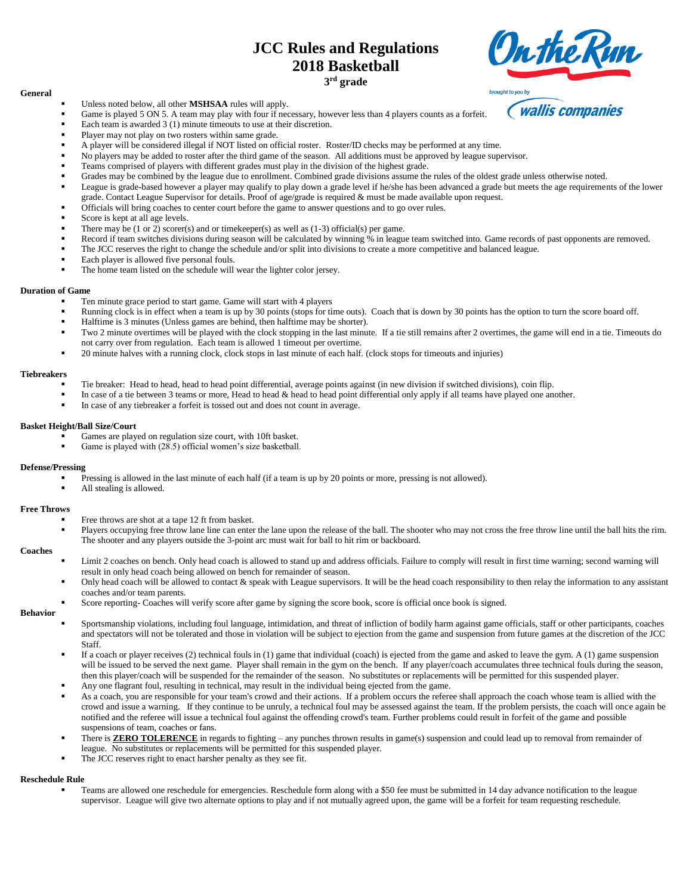# JCC Rules and Regulations
# 2018 Basketball
### 3rd grade

On the Run

brought to you by

wallis companies

**General**

- Unless noted below, all other **MSHSAA** rules will apply.
- Game is played 5 ON 5. A team may play with four if necessary, however less than 4 players counts as a forfeit.
- Each team is awarded 3 (1) minute timeouts to use at their discretion.
- Player may not play on two rosters within same grade.
- A player will be considered illegal if NOT listed on official roster. Roster/ID checks may be performed at any time.
- No players may be added to roster after the third game of the season. All additions must be approved by league supervisor.
- Teams comprised of players with different grades must play in the division of the highest grade.
- Grades may be combined by the league due to enrollment. Combined grade divisions assume the rules of the oldest grade unless otherwise noted.
- League is grade-based however a player may qualify to play down a grade level if he/she has been advanced a grade but meets the age requirements of the lower grade. Contact League Supervisor for details. Proof of age/grade is required & must be made available upon request.
- Officials will bring coaches to center court before the game to answer questions and to go over rules.
- Score is kept at all age levels.
- There may be (1 or 2) scorer(s) and or timekeeper(s) as well as (1-3) official(s) per game.
- Record if team switches divisions during season will be calculated by winning % in league team switched into. Game records of past opponents are removed.
- The JCC reserves the right to change the schedule and/or split into divisions to create a more competitive and balanced league.
- Each player is allowed five personal fouls.
- The home team listed on the schedule will wear the lighter color jersey.

**Duration of Game**

- Ten minute grace period to start game. Game will start with 4 players
- Running clock is in effect when a team is up by 30 points (stops for time outs). Coach that is down by 30 points has the option to turn the score board off.
- Halftime is 3 minutes (Unless games are behind, then halftime may be shorter).
- Two 2 minute overtimes will be played with the clock stopping in the last minute. If a tie still remains after 2 overtimes, the game will end in a tie. Timeouts do not carry over from regulation. Each team is allowed 1 timeout per overtime.
- 20 minute halves with a running clock, clock stops in last minute of each half. (clock stops for timeouts and injuries)

**Tiebreakers**

- Tie breaker: Head to head, head to head point differential, average points against (in new division if switched divisions), coin flip.
- In case of a tie between 3 teams or more, Head to head & head to head point differential only apply if all teams have played one another.
- In case of any tiebreaker a forfeit is tossed out and does not count in average.

**Basket Height/Ball Size/Court**

- Games are played on regulation size court, with 10ft basket.
- Game is played with (28.5) official women's size basketball.

**Defense/Pressing**

- Pressing is allowed in the last minute of each half (if a team is up by 20 points or more, pressing is not allowed).
- All stealing is allowed.

**Free Throws**

- Free throws are shot at a tape 12 ft from basket.
- Players occupying free throw lane line can enter the lane upon the release of the ball. The shooter who may not cross the free throw line until the ball hits the rim. The shooter and any players outside the 3-point arc must wait for ball to hit rim or backboard.

**Coaches**

- Limit 2 coaches on bench. Only head coach is allowed to stand up and address officials. Failure to comply will result in first time warning; second warning will result in only head coach being allowed on bench for remainder of season.
- Only head coach will be allowed to contact & speak with League supervisors. It will be the head coach responsibility to then relay the information to any assistant coaches and/or team parents.
- Score reporting- Coaches will verify score after game by signing the score book, score is official once book is signed.

**Behavior**

- Sportsmanship violations, including foul language, intimidation, and threat of infliction of bodily harm against game officials, staff or other participants, coaches and spectators will not be tolerated and those in violation will be subject to ejection from the game and suspension from future games at the discretion of the JCC Staff.
- If a coach or player receives (2) technical fouls in (1) game that individual (coach) is ejected from the game and asked to leave the gym. A (1) game suspension will be issued to be served the next game. Player shall remain in the gym on the bench. If any player/coach accumulates three technical fouls during the season, then this player/coach will be suspended for the remainder of the season. No substitutes or replacements will be permitted for this suspended player.
- Any one flagrant foul, resulting in technical, may result in the individual being ejected from the game.
- As a coach, you are responsible for your team's crowd and their actions. If a problem occurs the referee shall approach the coach whose team is allied with the crowd and issue a warning. If they continue to be unruly, a technical foul may be assessed against the team. If the problem persists, the coach will once again be notified and the referee will issue a technical foul against the offending crowd's team. Further problems could result in forfeit of the game and possible suspensions of team, coaches or fans.
- There is **ZERO TOLERENCE** in regards to fighting – any punches thrown results in game(s) suspension and could lead up to removal from remainder of league. No substitutes or replacements will be permitted for this suspended player.
- The JCC reserves right to enact harsher penalty as they see fit.

**Reschedule Rule**

- Teams are allowed one reschedule for emergencies. Reschedule form along with a $50 fee must be submitted in 14 day advance notification to the league supervisor. League will give two alternate options to play and if not mutually agreed upon, the game will be a forfeit for team requesting reschedule.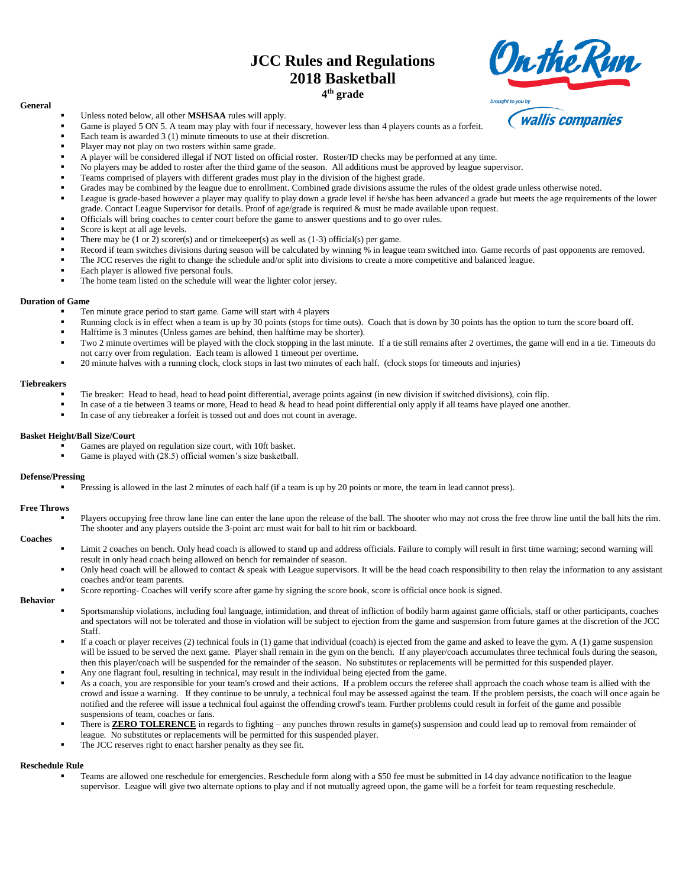# JCC Rules and Regulations
## 2018 Basketball
### 4th grade

On the Run

brought to you by

wallis companies

**General**

- Unless noted below, all other **MSHSAA** rules will apply.
- Game is played 5 ON 5. A team may play with four if necessary, however less than 4 players counts as a forfeit.
- Each team is awarded 3 (1) minute timeouts to use at their discretion.
- Player may not play on two rosters within same grade.
- A player will be considered illegal if NOT listed on official roster. Roster/ID checks may be performed at any time.
- No players may be added to roster after the third game of the season. All additions must be approved by league supervisor.
- Teams comprised of players with different grades must play in the division of the highest grade.
- Grades may be combined by the league due to enrollment. Combined grade divisions assume the rules of the oldest grade unless otherwise noted.
- League is grade-based however a player may qualify to play down a grade level if he/she has been advanced a grade but meets the age requirements of the lower grade. Contact League Supervisor for details. Proof of age/grade is required & must be made available upon request.
- Officials will bring coaches to center court before the game to answer questions and to go over rules.
- Score is kept at all age levels.
- There may be (1 or 2) scorer(s) and or timekeeper(s) as well as (1-3) official(s) per game.
- Record if team switches divisions during season will be calculated by winning % in league team switched into. Game records of past opponents are removed.
- The JCC reserves the right to change the schedule and/or split into divisions to create a more competitive and balanced league.
- Each player is allowed five personal fouls.
- The home team listed on the schedule will wear the lighter color jersey.

**Duration of Game**

- Ten minute grace period to start game. Game will start with 4 players
- Running clock is in effect when a team is up by 30 points (stops for time outs). Coach that is down by 30 points has the option to turn the score board off.
- Halftime is 3 minutes (Unless games are behind, then halftime may be shorter).
- Two 2 minute overtimes will be played with the clock stopping in the last minute. If a tie still remains after 2 overtimes, the game will end in a tie. Timeouts do not carry over from regulation. Each team is allowed 1 timeout per overtime.
- 20 minute halves with a running clock, clock stops in last two minutes of each half. (clock stops for timeouts and injuries)

**Tiebreakers**

- Tie breaker: Head to head, head to head point differential, average points against (in new division if switched divisions), coin flip.
- In case of a tie between 3 teams or more, Head to head & head to head point differential only apply if all teams have played one another.
- In case of any tiebreaker a forfeit is tossed out and does not count in average.

**Basket Height/Ball Size/Court**

- Games are played on regulation size court, with 10ft basket.
- Game is played with (28.5) official women's size basketball.

**Defense/Pressing**

- Pressing is allowed in the last 2 minutes of each half (if a team is up by 20 points or more, the team in lead cannot press).

**Free Throws**

- Players occupying free throw lane line can enter the lane upon the release of the ball. The shooter who may not cross the free throw line until the ball hits the rim. The shooter and any players outside the 3-point arc must wait for ball to hit rim or backboard.

**Coaches**

- Limit 2 coaches on bench. Only head coach is allowed to stand up and address officials. Failure to comply will result in first time warning; second warning will result in only head coach being allowed on bench for remainder of season.
- Only head coach will be allowed to contact & speak with League supervisors. It will be the head coach responsibility to then relay the information to any assistant coaches and/or team parents.
- Score reporting- Coaches will verify score after game by signing the score book, score is official once book is signed.

**Behavior**

- Sportsmanship violations, including foul language, intimidation, and threat of infliction of bodily harm against game officials, staff or other participants, coaches and spectators will not be tolerated and those in violation will be subject to ejection from the game and suspension from future games at the discretion of the JCC Staff.
- If a coach or player receives (2) technical fouls in (1) game that individual (coach) is ejected from the game and asked to leave the gym. A (1) game suspension will be issued to be served the next game. Player shall remain in the gym on the bench. If any player/coach accumulates three technical fouls during the season, then this player/coach will be suspended for the remainder of the season. No substitutes or replacements will be permitted for this suspended player.
- Any one flagrant foul, resulting in technical, may result in the individual being ejected from the game.
- As a coach, you are responsible for your team's crowd and their actions. If a problem occurs the referee shall approach the coach whose team is allied with the crowd and issue a warning. If they continue to be unruly, a technical foul may be assessed against the team. If the problem persists, the coach will once again be notified and the referee will issue a technical foul against the offending crowd's team. Further problems could result in forfeit of the game and possible suspensions of team, coaches or fans.
- There is **ZERO TOLERENCE** in regards to fighting – any punches thrown results in game(s) suspension and could lead up to removal from remainder of league. No substitutes or replacements will be permitted for this suspended player.
- The JCC reserves right to enact harsher penalty as they see fit.

**Reschedule Rule**

- Teams are allowed one reschedule for emergencies. Reschedule form along with a $50 fee must be submitted in 14 day advance notification to the league supervisor. League will give two alternate options to play and if not mutually agreed upon, the game will be a forfeit for team requesting reschedule.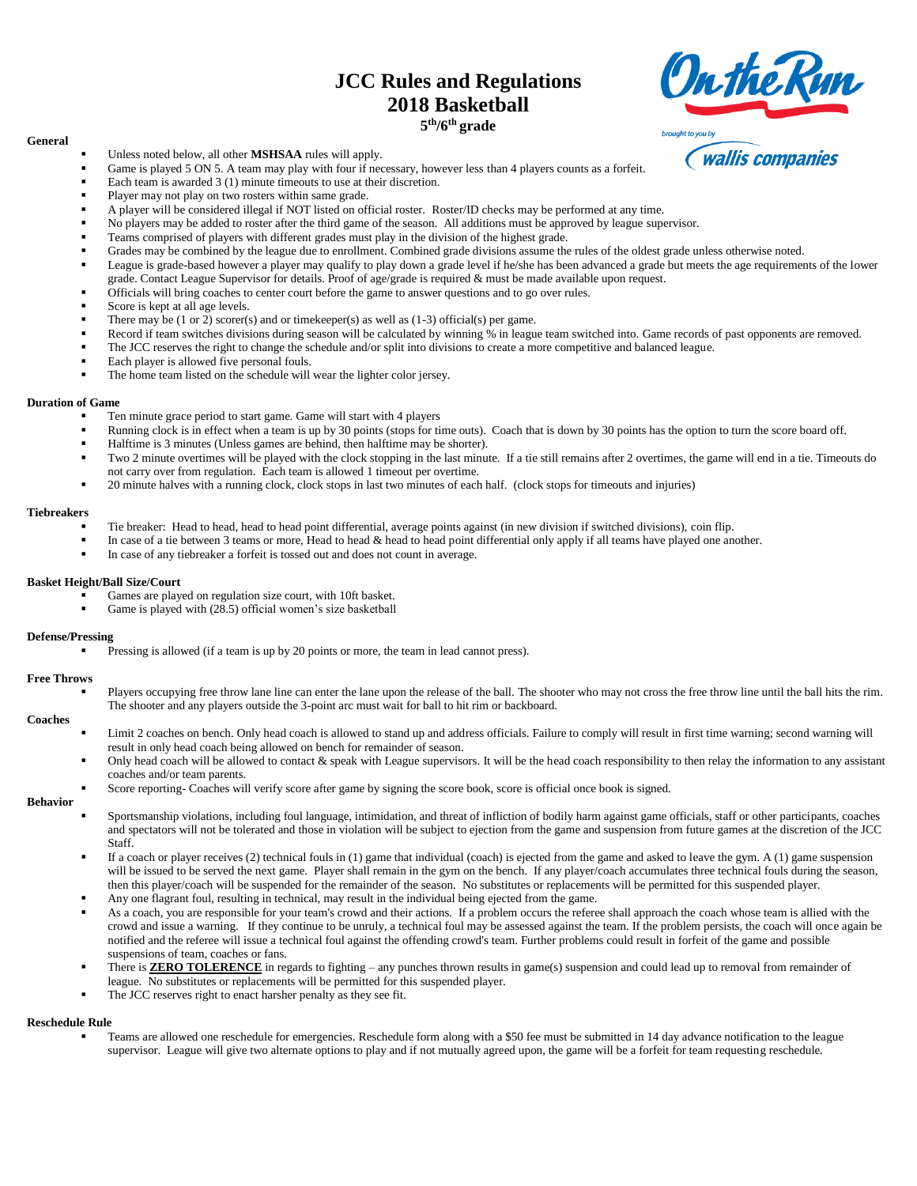# JCC Rules and Regulations
# 2018 Basketball
### 5th/6th grade

On the Run

brought to you by

wallis companies

**General**

- Unless noted below, all other **MSHSAA** rules will apply.
- Game is played 5 ON 5. A team may play with four if necessary, however less than 4 players counts as a forfeit.
- Each team is awarded 3 (1) minute timeouts to use at their discretion.
- Player may not play on two rosters within same grade.
- A player will be considered illegal if NOT listed on official roster. Roster/ID checks may be performed at any time.
- No players may be added to roster after the third game of the season. All additions must be approved by league supervisor.
- Teams comprised of players with different grades must play in the division of the highest grade.
- Grades may be combined by the league due to enrollment. Combined grade divisions assume the rules of the oldest grade unless otherwise noted.
- League is grade-based however a player may qualify to play down a grade level if he/she has been advanced a grade but meets the age requirements of the lower grade. Contact League Supervisor for details. Proof of age/grade is required & must be made available upon request.
- Officials will bring coaches to center court before the game to answer questions and to go over rules.
- Score is kept at all age levels.
- There may be (1 or 2) scorer(s) and or timekeeper(s) as well as (1-3) official(s) per game.
- Record if team switches divisions during season will be calculated by winning % in league team switched into. Game records of past opponents are removed.
- The JCC reserves the right to change the schedule and/or split into divisions to create a more competitive and balanced league.
- Each player is allowed five personal fouls.
- The home team listed on the schedule will wear the lighter color jersey.

**Duration of Game**

- Ten minute grace period to start game. Game will start with 4 players
- Running clock is in effect when a team is up by 30 points (stops for time outs). Coach that is down by 30 points has the option to turn the score board off.
- Halftime is 3 minutes (Unless games are behind, then halftime may be shorter).
- Two 2 minute overtimes will be played with the clock stopping in the last minute. If a tie still remains after 2 overtimes, the game will end in a tie. Timeouts do not carry over from regulation. Each team is allowed 1 timeout per overtime.
- 20 minute halves with a running clock, clock stops in last two minutes of each half. (clock stops for timeouts and injuries)

**Tiebreakers**

- Tie breaker: Head to head, head to head point differential, average points against (in new division if switched divisions), coin flip.
- In case of a tie between 3 teams or more, Head to head & head to head point differential only apply if all teams have played one another.
- In case of any tiebreaker a forfeit is tossed out and does not count in average.

**Basket Height/Ball Size/Court**

- Games are played on regulation size court, with 10ft basket.
- Game is played with (28.5) official women's size basketball

**Defense/Pressing**

- Pressing is allowed (if a team is up by 20 points or more, the team in lead cannot press).

**Free Throws**

- Players occupying free throw lane line can enter the lane upon the release of the ball. The shooter who may not cross the free throw line until the ball hits the rim. The shooter and any players outside the 3-point arc must wait for ball to hit rim or backboard.

**Coaches**

- Limit 2 coaches on bench. Only head coach is allowed to stand up and address officials. Failure to comply will result in first time warning; second warning will result in only head coach being allowed on bench for remainder of season.
- Only head coach will be allowed to contact & speak with League supervisors. It will be the head coach responsibility to then relay the information to any assistant coaches and/or team parents.
- Score reporting- Coaches will verify score after game by signing the score book, score is official once book is signed.

**Behavior**

- Sportsmanship violations, including foul language, intimidation, and threat of infliction of bodily harm against game officials, staff or other participants, coaches and spectators will not be tolerated and those in violation will be subject to ejection from the game and suspension from future games at the discretion of the JCC Staff.
- If a coach or player receives (2) technical fouls in (1) game that individual (coach) is ejected from the game and asked to leave the gym. A (1) game suspension will be issued to be served the next game. Player shall remain in the gym on the bench. If any player/coach accumulates three technical fouls during the season, then this player/coach will be suspended for the remainder of the season. No substitutes or replacements will be permitted for this suspended player.
- Any one flagrant foul, resulting in technical, may result in the individual being ejected from the game.
- As a coach, you are responsible for your team's crowd and their actions. If a problem occurs the referee shall approach the coach whose team is allied with the crowd and issue a warning. If they continue to be unruly, a technical foul may be assessed against the team. If the problem persists, the coach will once again be notified and the referee will issue a technical foul against the offending crowd's team. Further problems could result in forfeit of the game and possible suspensions of team, coaches or fans.
- There is **ZERO TOLERENCE** in regards to fighting – any punches thrown results in game(s) suspension and could lead up to removal from remainder of league. No substitutes or replacements will be permitted for this suspended player.
- The JCC reserves right to enact harsher penalty as they see fit.

**Reschedule Rule**

- Teams are allowed one reschedule for emergencies. Reschedule form along with a $50 fee must be submitted in 14 day advance notification to the league supervisor. League will give two alternate options to play and if not mutually agreed upon, the game will be a forfeit for team requesting reschedule.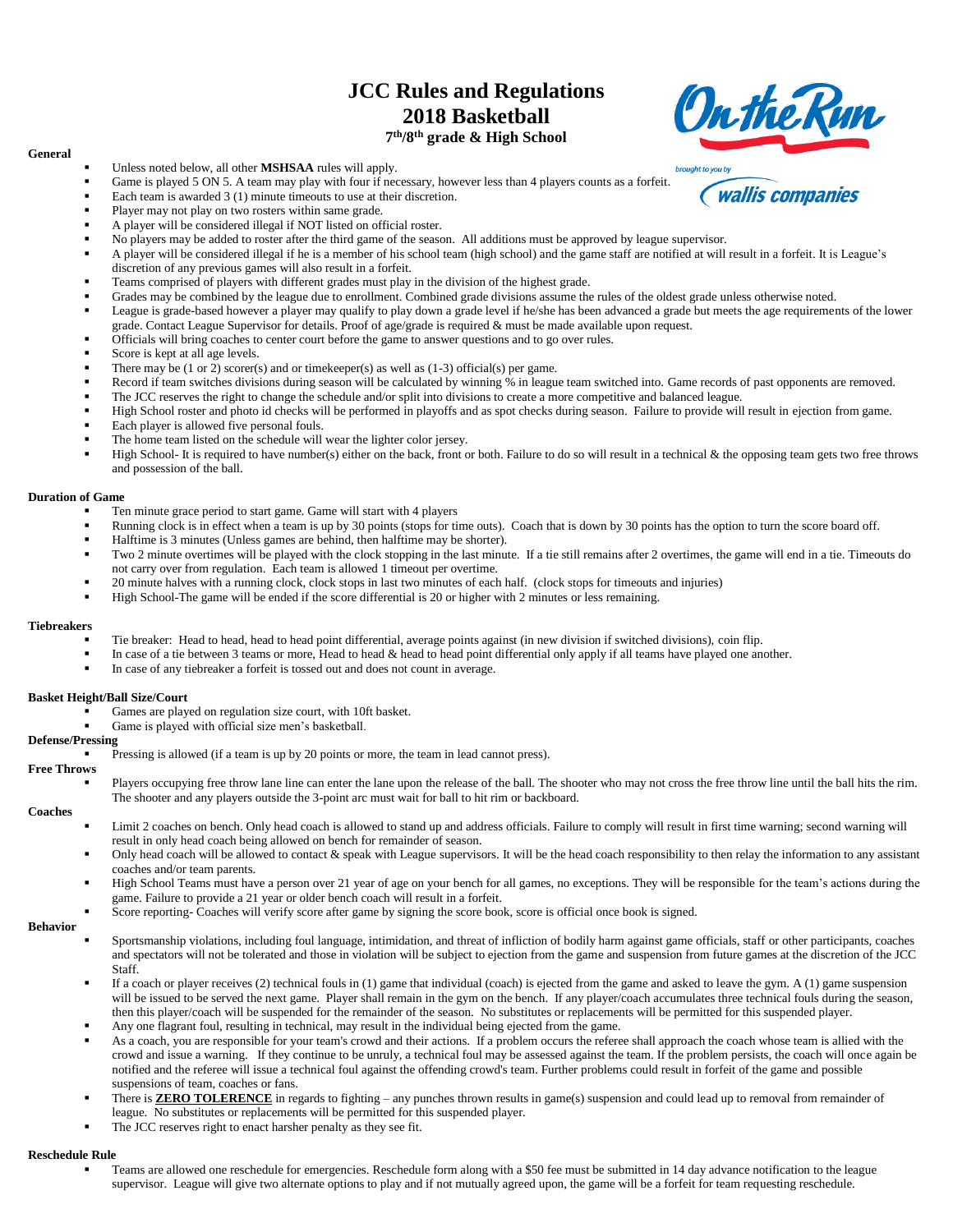# JCC Rules and Regulations
# 2018 Basketball
### 7th/8th grade & High School

On the Run

brought to you by

wallis companies

**General**

- Unless noted below, all other **MSHSAA** rules will apply.
- Game is played 5 ON 5. A team may play with four if necessary, however less than 4 players counts as a forfeit.
- Each team is awarded 3 (1) minute timeouts to use at their discretion.
- Player may not play on two rosters within same grade.
- A player will be considered illegal if NOT listed on official roster.
- No players may be added to roster after the third game of the season. All additions must be approved by league supervisor.
- A player will be considered illegal if he is a member of his school team (high school) and the game staff are notified at will result in a forfeit. It is League's discretion of any previous games will also result in a forfeit.
- Teams comprised of players with different grades must play in the division of the highest grade.
- Grades may be combined by the league due to enrollment. Combined grade divisions assume the rules of the oldest grade unless otherwise noted.
- League is grade-based however a player may qualify to play down a grade level if he/she has been advanced a grade but meets the age requirements of the lower grade. Contact League Supervisor for details. Proof of age/grade is required & must be made available upon request.
- Officials will bring coaches to center court before the game to answer questions and to go over rules.
- Score is kept at all age levels.
- There may be (1 or 2) scorer(s) and or timekeeper(s) as well as (1-3) official(s) per game.
- Record if team switches divisions during season will be calculated by winning % in league team switched into. Game records of past opponents are removed.
- The JCC reserves the right to change the schedule and/or split into divisions to create a more competitive and balanced league.
- High School roster and photo id checks will be performed in playoffs and as spot checks during season. Failure to provide will result in ejection from game.
- Each player is allowed five personal fouls.
- The home team listed on the schedule will wear the lighter color jersey.
- High School- It is required to have number(s) either on the back, front or both. Failure to do so will result in a technical & the opposing team gets two free throws and possession of the ball.

**Duration of Game**

- Ten minute grace period to start game. Game will start with 4 players
- Running clock is in effect when a team is up by 30 points (stops for time outs). Coach that is down by 30 points has the option to turn the score board off.
- Halftime is 3 minutes (Unless games are behind, then halftime may be shorter).
- Two 2 minute overtimes will be played with the clock stopping in the last minute. If a tie still remains after 2 overtimes, the game will end in a tie. Timeouts do not carry over from regulation. Each team is allowed 1 timeout per overtime.
- 20 minute halves with a running clock, clock stops in last two minutes of each half. (clock stops for timeouts and injuries)
- High School-The game will be ended if the score differential is 20 or higher with 2 minutes or less remaining.

**Tiebreakers**

- Tie breaker: Head to head, head to head point differential, average points against (in new division if switched divisions), coin flip.
- In case of a tie between 3 teams or more, Head to head & head to head point differential only apply if all teams have played one another.
- In case of any tiebreaker a forfeit is tossed out and does not count in average.

**Basket Height/Ball Size/Court**

- Games are played on regulation size court, with 10ft basket.
- Game is played with official size men's basketball.

**Defense/Pressing**

- Pressing is allowed (if a team is up by 20 points or more, the team in lead cannot press).

**Free Throws**

- Players occupying free throw lane line can enter the lane upon the release of the ball. The shooter who may not cross the free throw line until the ball hits the rim. The shooter and any players outside the 3-point arc must wait for ball to hit rim or backboard.

**Coaches**

- Limit 2 coaches on bench. Only head coach is allowed to stand up and address officials. Failure to comply will result in first time warning; second warning will result in only head coach being allowed on bench for remainder of season.
- Only head coach will be allowed to contact & speak with League supervisors. It will be the head coach responsibility to then relay the information to any assistant coaches and/or team parents.
- High School Teams must have a person over 21 year of age on your bench for all games, no exceptions. They will be responsible for the team's actions during the game. Failure to provide a 21 year or older bench coach will result in a forfeit.
- Score reporting- Coaches will verify score after game by signing the score book, score is official once book is signed.

**Behavior**

- Sportsmanship violations, including foul language, intimidation, and threat of infliction of bodily harm against game officials, staff or other participants, coaches and spectators will not be tolerated and those in violation will be subject to ejection from the game and suspension from future games at the discretion of the JCC Staff.
- If a coach or player receives (2) technical fouls in (1) game that individual (coach) is ejected from the game and asked to leave the gym. A (1) game suspension will be issued to be served the next game. Player shall remain in the gym on the bench. If any player/coach accumulates three technical fouls during the season, then this player/coach will be suspended for the remainder of the season. No substitutes or replacements will be permitted for this suspended player.
- Any one flagrant foul, resulting in technical, may result in the individual being ejected from the game.
- As a coach, you are responsible for your team's crowd and their actions. If a problem occurs the referee shall approach the coach whose team is allied with the crowd and issue a warning. If they continue to be unruly, a technical foul may be assessed against the team. If the problem persists, the coach will once again be notified and the referee will issue a technical foul against the offending crowd's team. Further problems could result in forfeit of the game and possible suspensions of team, coaches or fans.
- There is **ZERO TOLERENCE** in regards to fighting – any punches thrown results in game(s) suspension and could lead up to removal from remainder of league. No substitutes or replacements will be permitted for this suspended player.
- The JCC reserves right to enact harsher penalty as they see fit.

**Reschedule Rule**

- Teams are allowed one reschedule for emergencies. Reschedule form along with a $50 fee must be submitted in 14 day advance notification to the league supervisor. League will give two alternate options to play and if not mutually agreed upon, the game will be a forfeit for team requesting reschedule.